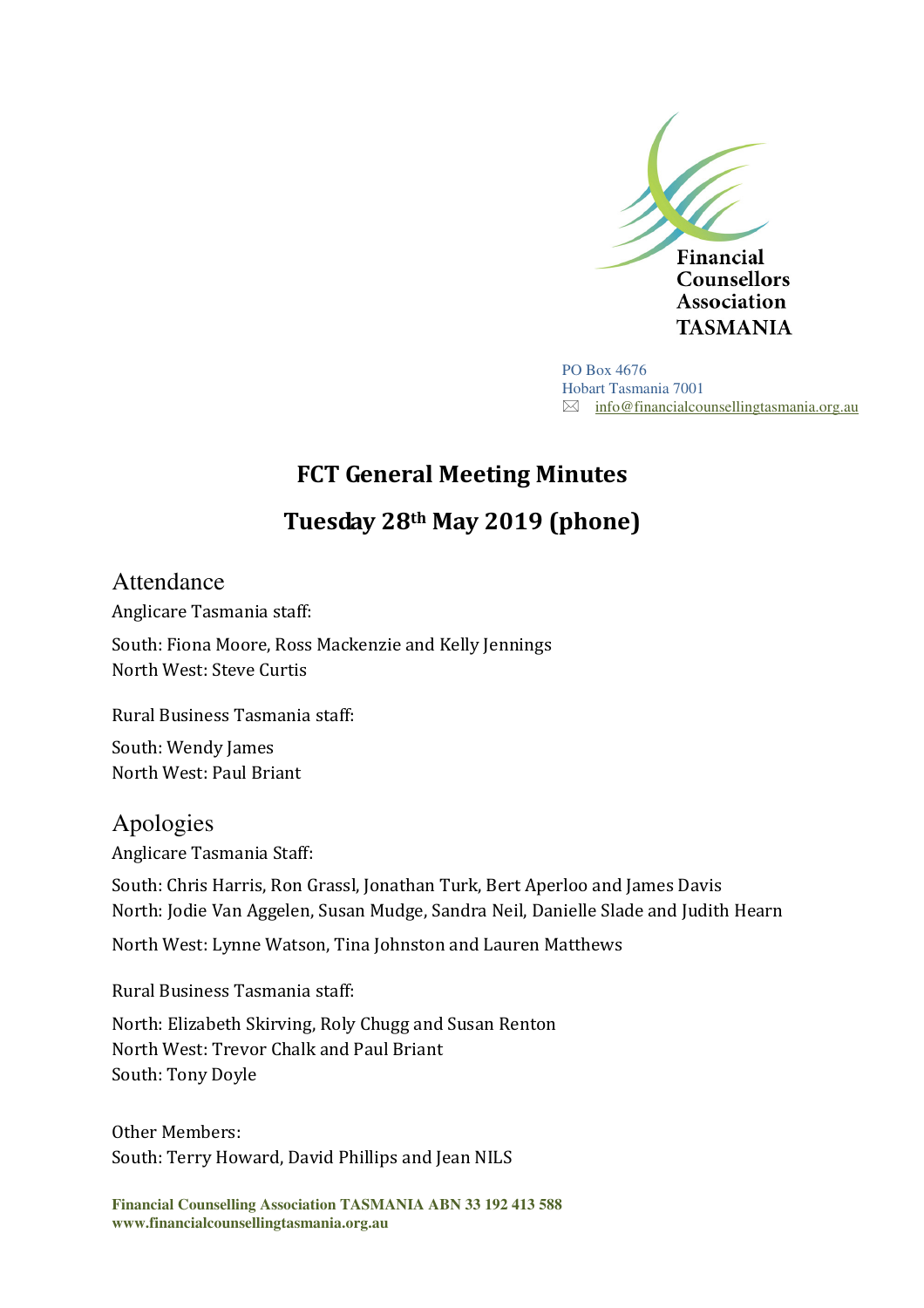Financial Counsellors Association TASMANIA

PO Box 4676
Hobart Tasmania 7001
info@financialcounsellingtasmania.org.au

# FCT General Meeting Minutes

# Tuesday 28th May 2019 (phone)

## Attendance

Anglicare Tasmania staff:

South: Fiona Moore, Ross Mackenzie and Kelly Jennings
North West: Steve Curtis

Rural Business Tasmania staff:

South: Wendy James
North West: Paul Briant

## Apologies

Anglicare Tasmania Staff:

South: Chris Harris, Ron Grassl, Jonathan Turk, Bert Aperloo and James Davis
North: Jodie Van Aggelen, Susan Mudge, Sandra Neil, Danielle Slade and Judith Hearn

North West: Lynne Watson, Tina Johnston and Lauren Matthews

Rural Business Tasmania staff:

North: Elizabeth Skirving, Roly Chugg and Susan Renton
North West: Trevor Chalk and Paul Briant
South: Tony Doyle

Other Members:
South: Terry Howard, David Phillips and Jean NILS

**Financial Counselling Association TASMANIA ABN 33 192 413 588**
**www.financialcounsellingtasmania.org.au**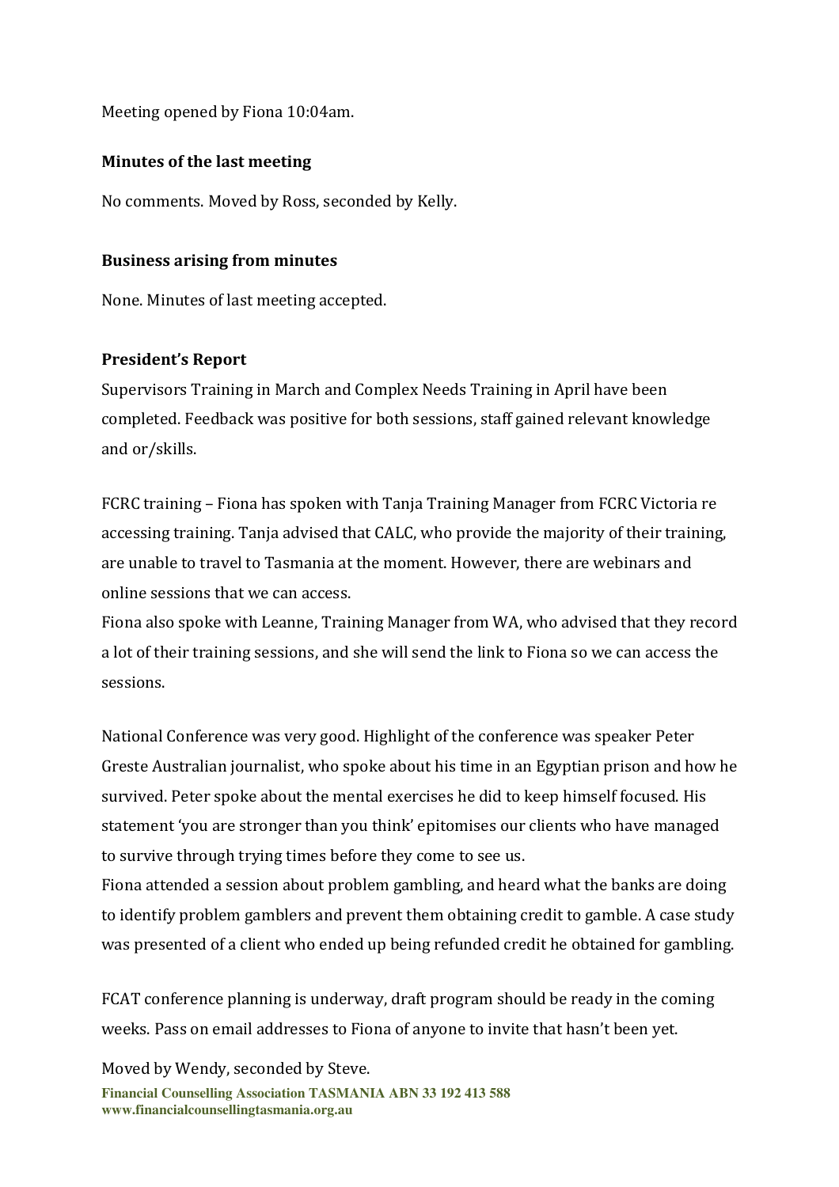Meeting opened by Fiona 10:04am.

**Minutes of the last meeting**

No comments. Moved by Ross, seconded by Kelly.

**Business arising from minutes**

None. Minutes of last meeting accepted.

**President's Report**

Supervisors Training in March and Complex Needs Training in April have been completed. Feedback was positive for both sessions, staff gained relevant knowledge and or/skills.

FCRC training – Fiona has spoken with Tanja Training Manager from FCRC Victoria re accessing training. Tanja advised that CALC, who provide the majority of their training, are unable to travel to Tasmania at the moment. However, there are webinars and online sessions that we can access.

Fiona also spoke with Leanne, Training Manager from WA, who advised that they record a lot of their training sessions, and she will send the link to Fiona so we can access the sessions.

National Conference was very good. Highlight of the conference was speaker Peter Greste Australian journalist, who spoke about his time in an Egyptian prison and how he survived. Peter spoke about the mental exercises he did to keep himself focused. His statement 'you are stronger than you think' epitomises our clients who have managed to survive through trying times before they come to see us.

Fiona attended a session about problem gambling, and heard what the banks are doing to identify problem gamblers and prevent them obtaining credit to gamble. A case study was presented of a client who ended up being refunded credit he obtained for gambling.

FCAT conference planning is underway, draft program should be ready in the coming weeks. Pass on email addresses to Fiona of anyone to invite that hasn't been yet.

Moved by Wendy, seconded by Steve.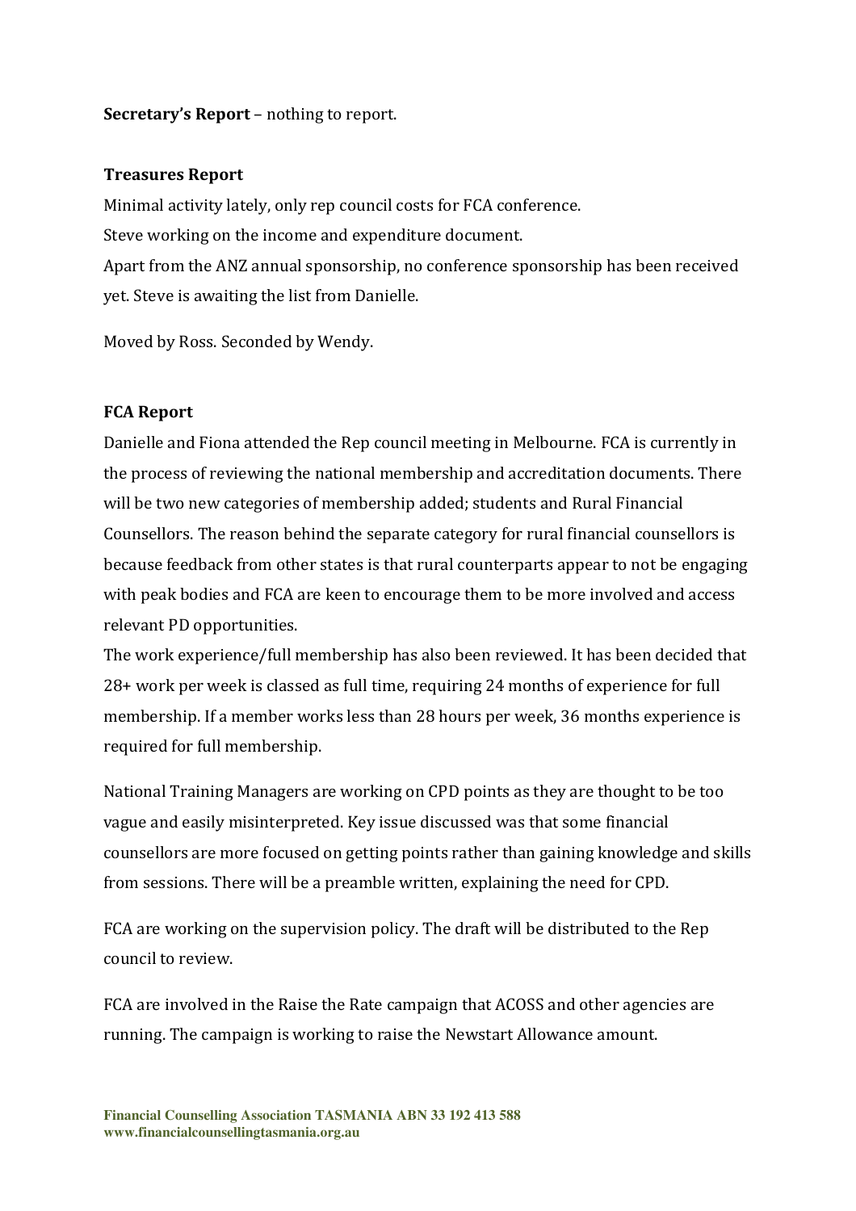**Secretary's Report** – nothing to report.

**Treasures Report**

Minimal activity lately, only rep council costs for FCA conference.
Steve working on the income and expenditure document.
Apart from the ANZ annual sponsorship, no conference sponsorship has been received yet. Steve is awaiting the list from Danielle.

Moved by Ross. Seconded by Wendy.

**FCA Report**

Danielle and Fiona attended the Rep council meeting in Melbourne. FCA is currently in the process of reviewing the national membership and accreditation documents. There will be two new categories of membership added; students and Rural Financial Counsellors. The reason behind the separate category for rural financial counsellors is because feedback from other states is that rural counterparts appear to not be engaging with peak bodies and FCA are keen to encourage them to be more involved and access relevant PD opportunities.
The work experience/full membership has also been reviewed. It has been decided that 28+ work per week is classed as full time, requiring 24 months of experience for full membership. If a member works less than 28 hours per week, 36 months experience is required for full membership.

National Training Managers are working on CPD points as they are thought to be too vague and easily misinterpreted. Key issue discussed was that some financial counsellors are more focused on getting points rather than gaining knowledge and skills from sessions. There will be a preamble written, explaining the need for CPD.

FCA are working on the supervision policy. The draft will be distributed to the Rep council to review.

FCA are involved in the Raise the Rate campaign that ACOSS and other agencies are running. The campaign is working to raise the Newstart Allowance amount.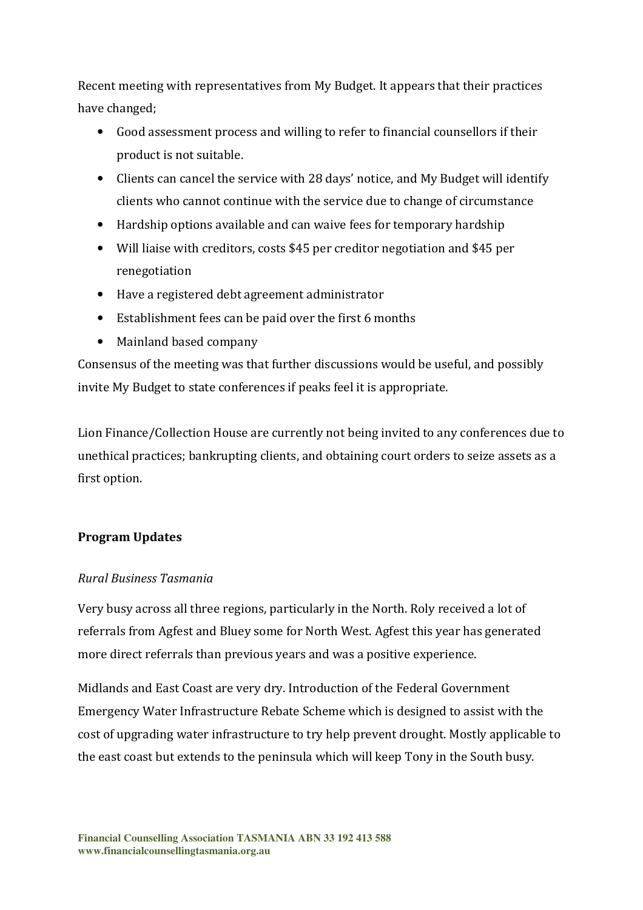Recent meeting with representatives from My Budget. It appears that their practices have changed;

- Good assessment process and willing to refer to financial counsellors if their product is not suitable.
- Clients can cancel the service with 28 days' notice, and My Budget will identify clients who cannot continue with the service due to change of circumstance
- Hardship options available and can waive fees for temporary hardship
- Will liaise with creditors, costs $45 per creditor negotiation and $45 per renegotiation
- Have a registered debt agreement administrator
- Establishment fees can be paid over the first 6 months
- Mainland based company

Consensus of the meeting was that further discussions would be useful, and possibly invite My Budget to state conferences if peaks feel it is appropriate.

Lion Finance/Collection House are currently not being invited to any conferences due to unethical practices; bankrupting clients, and obtaining court orders to seize assets as a first option.

**Program Updates**

*Rural Business Tasmania*

Very busy across all three regions, particularly in the North. Roly received a lot of referrals from Agfest and Bluey some for North West. Agfest this year has generated more direct referrals than previous years and was a positive experience.

Midlands and East Coast are very dry. Introduction of the Federal Government Emergency Water Infrastructure Rebate Scheme which is designed to assist with the cost of upgrading water infrastructure to try help prevent drought. Mostly applicable to the east coast but extends to the peninsula which will keep Tony in the South busy.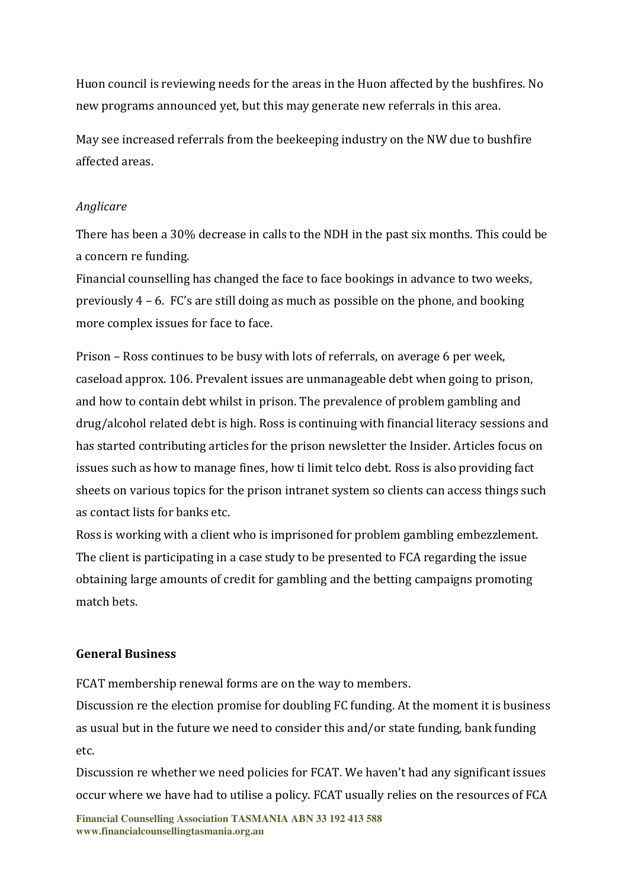Huon council is reviewing needs for the areas in the Huon affected by the bushfires. No new programs announced yet, but this may generate new referrals in this area.

May see increased referrals from the beekeeping industry on the NW due to bushfire affected areas.

*Anglicare*

There has been a 30% decrease in calls to the NDH in the past six months. This could be a concern re funding.
Financial counselling has changed the face to face bookings in advance to two weeks, previously 4 – 6. FC's are still doing as much as possible on the phone, and booking more complex issues for face to face.

Prison – Ross continues to be busy with lots of referrals, on average 6 per week, caseload approx. 106. Prevalent issues are unmanageable debt when going to prison, and how to contain debt whilst in prison. The prevalence of problem gambling and drug/alcohol related debt is high. Ross is continuing with financial literacy sessions and has started contributing articles for the prison newsletter the Insider. Articles focus on issues such as how to manage fines, how ti limit telco debt. Ross is also providing fact sheets on various topics for the prison intranet system so clients can access things such as contact lists for banks etc.
Ross is working with a client who is imprisoned for problem gambling embezzlement. The client is participating in a case study to be presented to FCA regarding the issue obtaining large amounts of credit for gambling and the betting campaigns promoting match bets.

**General Business**

FCAT membership renewal forms are on the way to members.
Discussion re the election promise for doubling FC funding. At the moment it is business as usual but in the future we need to consider this and/or state funding, bank funding etc.
Discussion re whether we need policies for FCAT. We haven't had any significant issues occur where we have had to utilise a policy. FCAT usually relies on the resources of FCA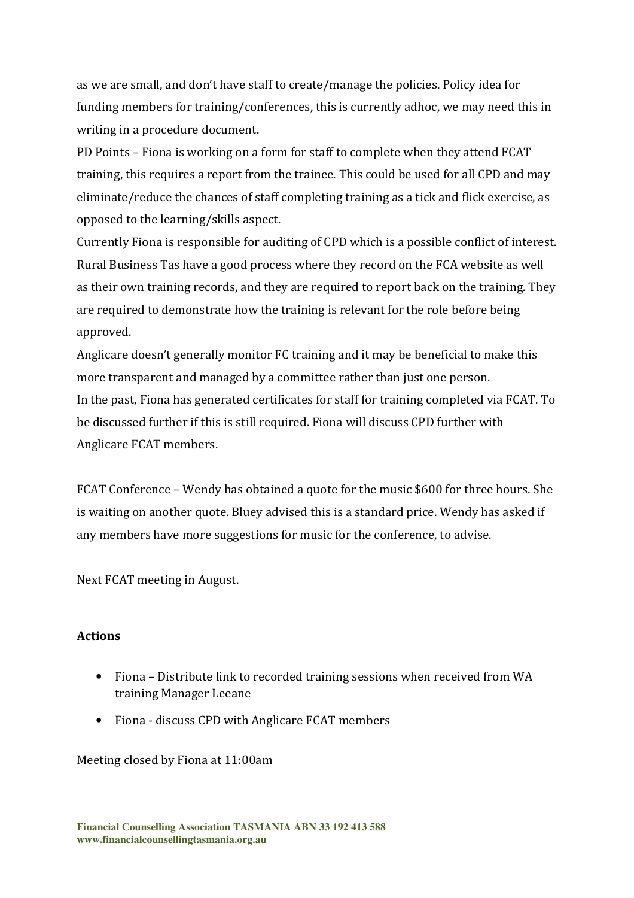as we are small, and don't have staff to create/manage the policies. Policy idea for funding members for training/conferences, this is currently adhoc, we may need this in writing in a procedure document.

PD Points – Fiona is working on a form for staff to complete when they attend FCAT training, this requires a report from the trainee. This could be used for all CPD and may eliminate/reduce the chances of staff completing training as a tick and flick exercise, as opposed to the learning/skills aspect.

Currently Fiona is responsible for auditing of CPD which is a possible conflict of interest. Rural Business Tas have a good process where they record on the FCA website as well as their own training records, and they are required to report back on the training. They are required to demonstrate how the training is relevant for the role before being approved.

Anglicare doesn't generally monitor FC training and it may be beneficial to make this more transparent and managed by a committee rather than just one person.

In the past, Fiona has generated certificates for staff for training completed via FCAT. To be discussed further if this is still required. Fiona will discuss CPD further with Anglicare FCAT members.

FCAT Conference – Wendy has obtained a quote for the music $600 for three hours. She is waiting on another quote. Bluey advised this is a standard price. Wendy has asked if any members have more suggestions for music for the conference, to advise.

Next FCAT meeting in August.

**Actions**

- Fiona – Distribute link to recorded training sessions when received from WA training Manager Leeane
- Fiona - discuss CPD with Anglicare FCAT members

Meeting closed by Fiona at 11:00am

**Financial Counselling Association TASMANIA ABN 33 192 413 588**
**www.financialcounsellingtasmania.org.au**